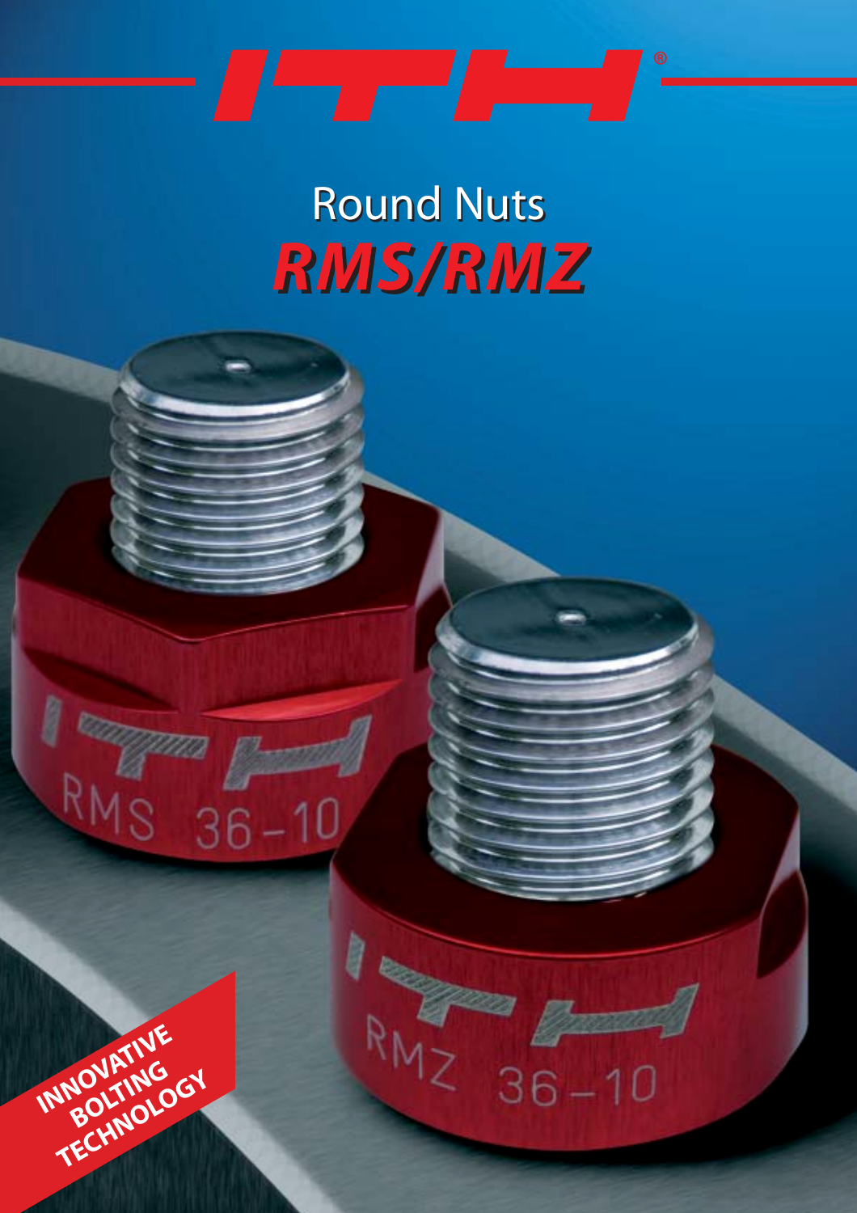# Round Nuts

## *RMS/RMZ*

INNOVATIVE BOLTING TECHNOLOGY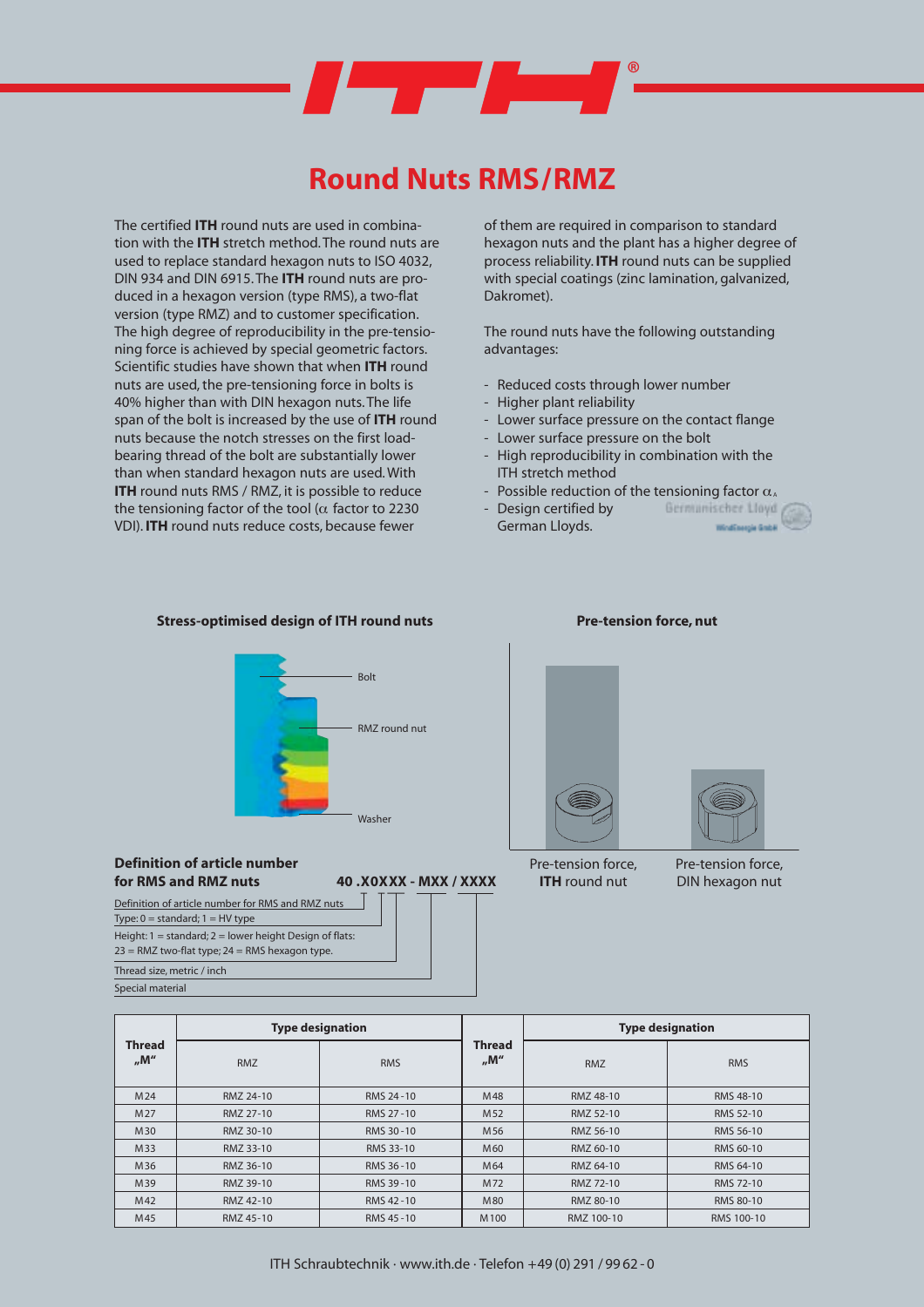# Round Nuts RMS/RMZ

The certified **ITH** round nuts are used in combination with the **ITH** stretch method. The round nuts are used to replace standard hexagon nuts to ISO 4032, DIN 934 and DIN 6915. The **ITH** round nuts are produced in a hexagon version (type RMS), a two-flat version (type RMZ) and to customer specification. The high degree of reproducibility in the pre-tensioning force is achieved by special geometric factors. Scientific studies have shown that when **ITH** round nuts are used, the pre-tensioning force in bolts is 40% higher than with DIN hexagon nuts. The life span of the bolt is increased by the use of **ITH** round nuts because the notch stresses on the first load-bearing thread of the bolt are substantially lower than when standard hexagon nuts are used. With **ITH** round nuts RMS / RMZ, it is possible to reduce the tensioning factor of the tool ($\alpha$ factor to 2230 VDI). **ITH** round nuts reduce costs, because fewer of them are required in comparison to standard hexagon nuts and the plant has a higher degree of process reliability. **ITH** round nuts can be supplied with special coatings (zinc lamination, galvanized, Dakromet).

The round nuts have the following outstanding advantages:

- Reduced costs through lower number
- Higher plant reliability
- Lower surface pressure on the contact flange
- Lower surface pressure on the bolt
- High reproducibility in combination with the ITH stretch method
- Possible reduction of the tensioning factor $\alpha_A$
- Design certified by German Lloyds.

Germanischer Lloyd
WindEnergie GmbH

### Stress-optimised design of ITH round nuts

Bolt

RMZ round nut

Washer

### Pre-tension force, nut

Pre-tension force, **ITH** round nut

Pre-tension force, DIN hexagon nut

### Definition of article number for RMS and RMZ nuts

**40 .X0XXX - MXX / XXXX**

Definition of article number for RMS and RMZ nuts

Type: 0 = standard; 1 = HV type

Height: 1 = standard; 2 = lower height Design of flats: 23 = RMZ two-flat type; 24 = RMS hexagon type.

Thread size, metric / inch

Special material

| Thread „M“ | Type designation | | Thread „M“ | Type designation | |
|---|---|---|---|---|---|
| | RMZ | RMS | | RMZ | RMS |
| M24 | RMZ 24-10 | RMS 24-10 | M48 | RMZ 48-10 | RMS 48-10 |
| M27 | RMZ 27-10 | RMS 27-10 | M52 | RMZ 52-10 | RMS 52-10 |
| M30 | RMZ 30-10 | RMS 30-10 | M56 | RMZ 56-10 | RMS 56-10 |
| M33 | RMZ 33-10 | RMS 33-10 | M60 | RMZ 60-10 | RMS 60-10 |
| M36 | RMZ 36-10 | RMS 36-10 | M64 | RMZ 64-10 | RMS 64-10 |
| M39 | RMZ 39-10 | RMS 39-10 | M72 | RMZ 72-10 | RMS 72-10 |
| M42 | RMZ 42-10 | RMS 42-10 | M80 | RMZ 80-10 | RMS 80-10 |
| M45 | RMZ 45-10 | RMS 45-10 | M100 | RMZ 100-10 | RMS 100-10 |

ITH Schraubtechnik · www.ith.de · Telefon +49 (0) 291 / 99 62 - 0